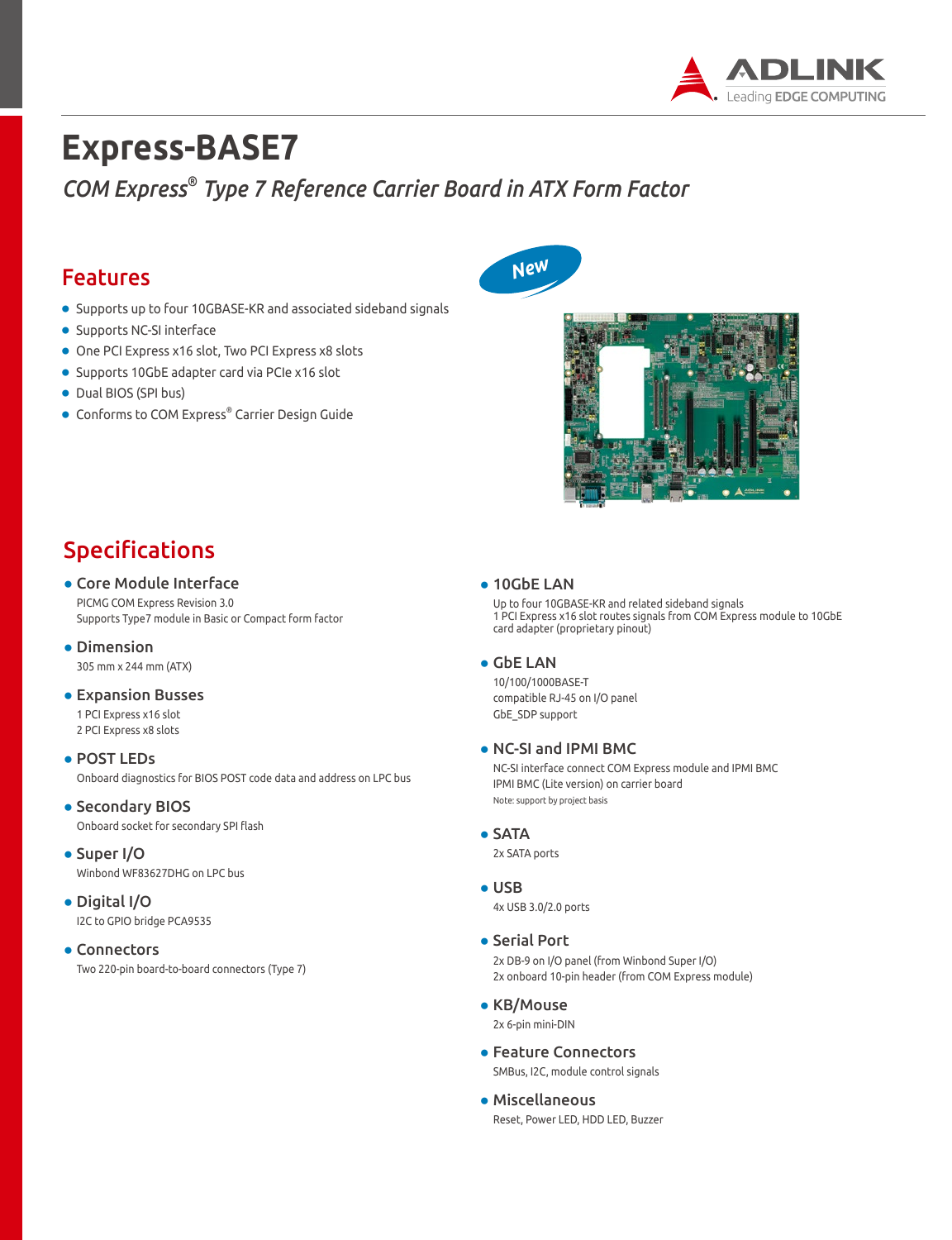# Express-BASE7

*COM Express® Type 7 Reference Carrier Board in ATX Form Factor*

## Features

New

- Supports up to four 10GBASE-KR and associated sideband signals
- Supports NC-SI interface
- One PCI Express x16 slot, Two PCI Express x8 slots
- Supports 10GbE adapter card via PCIe x16 slot
- Dual BIOS (SPI bus)
- Conforms to COM Express® Carrier Design Guide

## Specifications

- **Core Module Interface**
  PICMG COM Express Revision 3.0
  Supports Type7 module in Basic or Compact form factor
- **Dimension**
  305 mm x 244 mm (ATX)
- **Expansion Busses**
  1 PCI Express x16 slot
  2 PCI Express x8 slots
- **POST LEDs**
  Onboard diagnostics for BIOS POST code data and address on LPC bus
- **Secondary BIOS**
  Onboard socket for secondary SPI flash
- **Super I/O**
  Winbond WF83627DHG on LPC bus
- **Digital I/O**
  I2C to GPIO bridge PCA9535
- **Connectors**
  Two 220-pin board-to-board connectors (Type 7)
- **10GbE LAN**
  Up to four 10GBASE-KR and related sideband signals
  1 PCI Express x16 slot routes signals from COM Express module to 10GbE card adapter (proprietary pinout)
- **GbE LAN**
  10/100/1000BASE-T
  compatible RJ-45 on I/O panel
  GbE_SDP support
- **NC-SI and IPMI BMC**
  NC-SI interface connect COM Express module and IPMI BMC
  IPMI BMC (Lite version) on carrier board
  Note: support by project basis
- **SATA**
  2x SATA ports
- **USB**
  4x USB 3.0/2.0 ports
- **Serial Port**
  2x DB-9 on I/O panel (from Winbond Super I/O)
  2x onboard 10-pin header (from COM Express module)
- **KB/Mouse**
  2x 6-pin mini-DIN
- **Feature Connectors**
  SMBus, I2C, module control signals
- **Miscellaneous**
  Reset, Power LED, HDD LED, Buzzer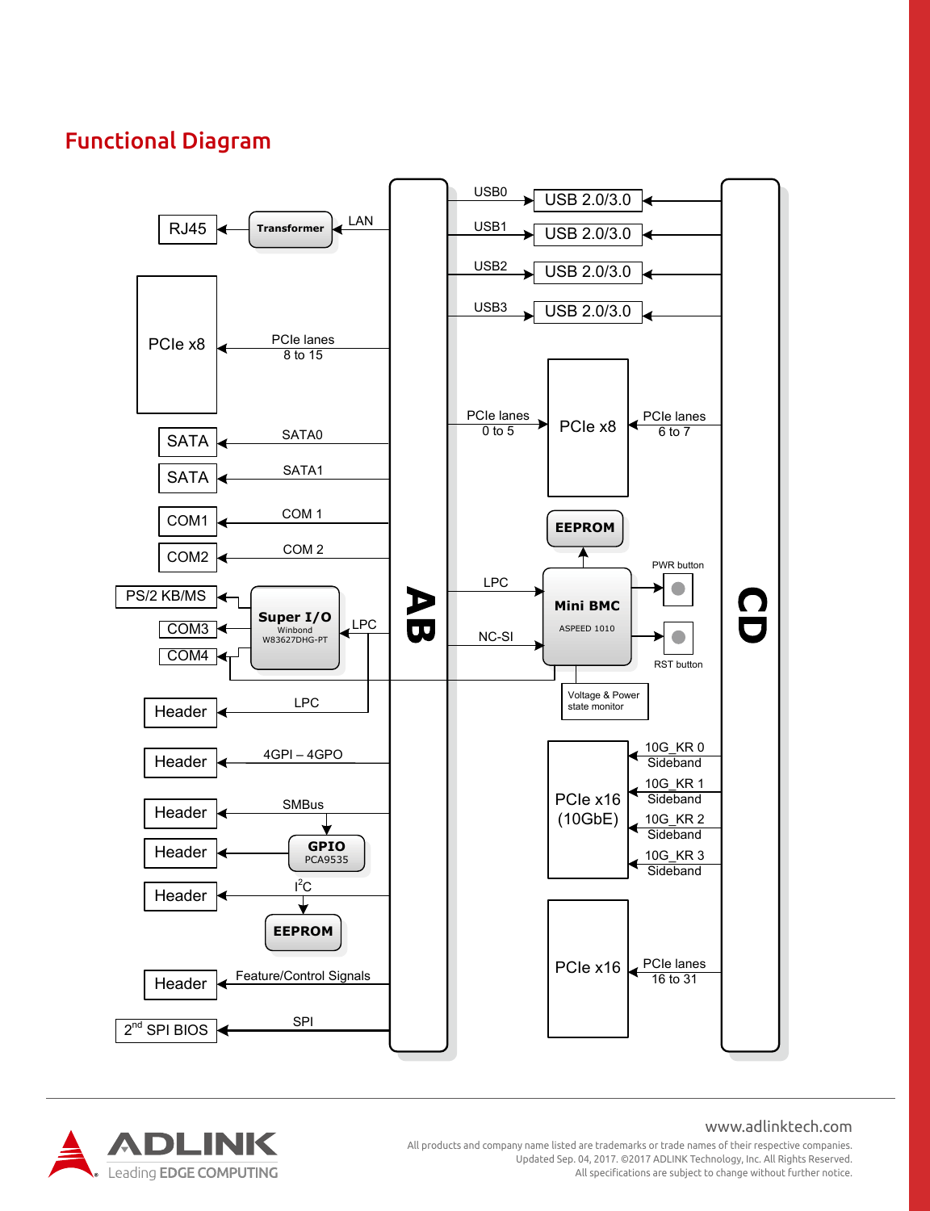## Functional Diagram

AB

CD

RJ45
Transformer
LAN

PCIe x8
PCIe lanes
8 to 15

SATA
SATA0

SATA
SATA1

COM1
COM 1

COM2
COM 2

PS/2 KB/MS
COM3
COM4
Super I/O
Winbond
W83627DHG-PT
LPC

Header
LPC

Header
4GPI – 4GPO

Header
SMBus

Header
GPIO
PCA9535

Header
I2C
EEPROM

Header
Feature/Control Signals

2nd SPI BIOS
SPI

USB0
USB 2.0/3.0
USB1
USB 2.0/3.0
USB2
USB 2.0/3.0
USB3
USB 2.0/3.0

PCIe lanes
0 to 5
PCIe x8
PCIe lanes
6 to 7

EEPROM

LPC
Mini BMC
ASPEED 1010
NC-SI
PWR button
RST button
Voltage & Power
state monitor

PCIe x16
(10GbE)
10G_KR 0
Sideband
10G_KR 1
Sideband
10G_KR 2
Sideband
10G_KR 3
Sideband

PCIe x16
PCIe lanes
16 to 31

ADLINK
Leading EDGE COMPUTING

www.adlinktech.com

All products and company name listed are trademarks or trade names of their respective companies.
Updated Sep. 04, 2017. ©2017 ADLINK Technology, Inc. All Rights Reserved.
All specifications are subject to change without further notice.